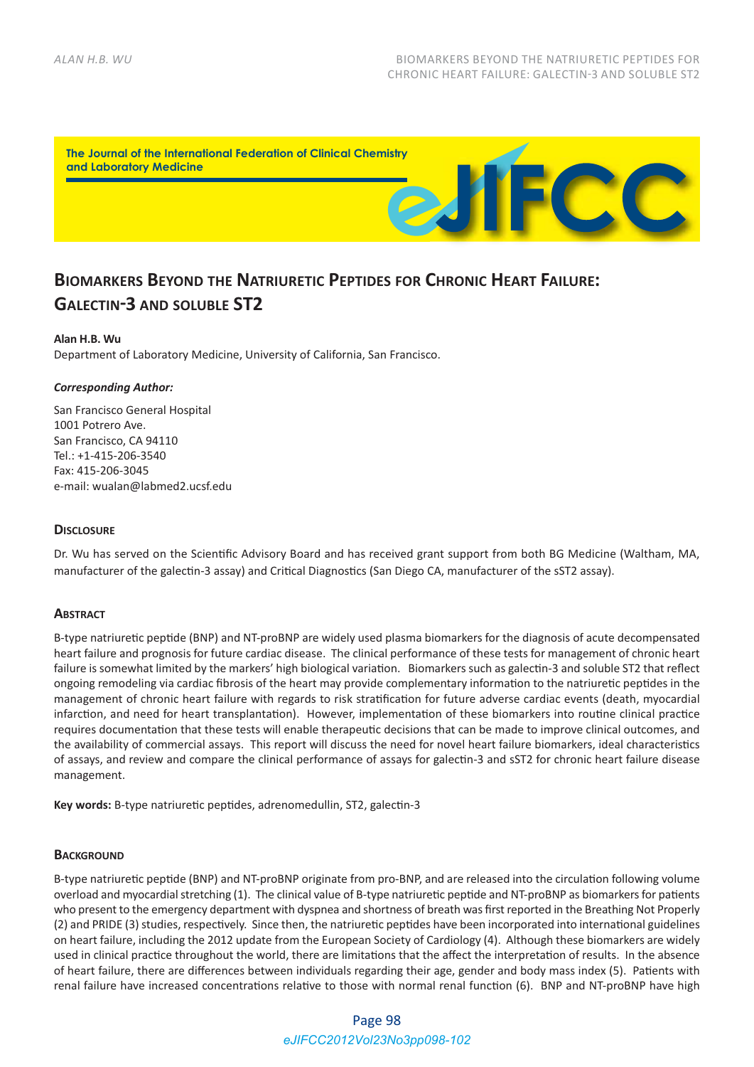The Journal of the International Federation of Clinical Chemistry and Laboratory Medicine

# Biomarkers Beyond the Natriuretic Peptides for Chronic Heart Failure: Galectin-3 and soluble ST2

**Alan H.B. Wu**
Department of Laboratory Medicine, University of California, San Francisco.

***Corresponding Author:***

San Francisco General Hospital
1001 Potrero Ave.
San Francisco, CA 94110
Tel.: +1-415-206-3540
Fax: 415-206-3045
e-mail: wualan@labmed2.ucsf.edu

## Disclosure

Dr. Wu has served on the Scientific Advisory Board and has received grant support from both BG Medicine (Waltham, MA, manufacturer of the galectin-3 assay) and Critical Diagnostics (San Diego CA, manufacturer of the sST2 assay).

## Abstract

B-type natriuretic peptide (BNP) and NT-proBNP are widely used plasma biomarkers for the diagnosis of acute decompensated heart failure and prognosis for future cardiac disease. The clinical performance of these tests for management of chronic heart failure is somewhat limited by the markers' high biological variation. Biomarkers such as galectin-3 and soluble ST2 that reflect ongoing remodeling via cardiac fibrosis of the heart may provide complementary information to the natriuretic peptides in the management of chronic heart failure with regards to risk stratification for future adverse cardiac events (death, myocardial infarction, and need for heart transplantation). However, implementation of these biomarkers into routine clinical practice requires documentation that these tests will enable therapeutic decisions that can be made to improve clinical outcomes, and the availability of commercial assays. This report will discuss the need for novel heart failure biomarkers, ideal characteristics of assays, and review and compare the clinical performance of assays for galectin-3 and sST2 for chronic heart failure disease management.

**Key words:** B-type natriuretic peptides, adrenomedullin, ST2, galectin-3

## Background

B-type natriuretic peptide (BNP) and NT-proBNP originate from pro-BNP, and are released into the circulation following volume overload and myocardial stretching (1). The clinical value of B-type natriuretic peptide and NT-proBNP as biomarkers for patients who present to the emergency department with dyspnea and shortness of breath was first reported in the Breathing Not Properly (2) and PRIDE (3) studies, respectively. Since then, the natriuretic peptides have been incorporated into international guidelines on heart failure, including the 2012 update from the European Society of Cardiology (4). Although these biomarkers are widely used in clinical practice throughout the world, there are limitations that the affect the interpretation of results. In the absence of heart failure, there are differences between individuals regarding their age, gender and body mass index (5). Patients with renal failure have increased concentrations relative to those with normal renal function (6). BNP and NT-proBNP have high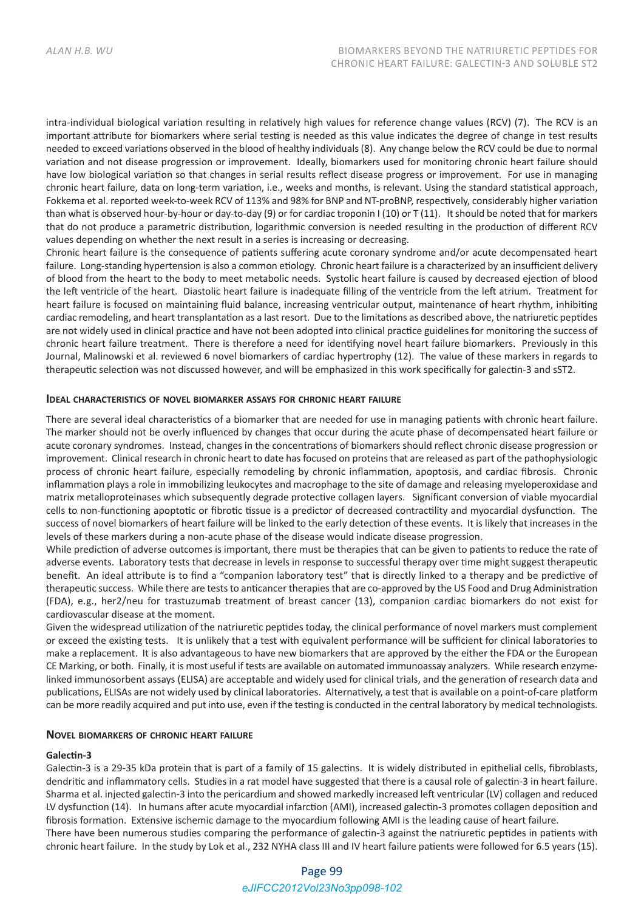intra-individual biological variation resulting in relatively high values for reference change values (RCV) (7). The RCV is an important attribute for biomarkers where serial testing is needed as this value indicates the degree of change in test results needed to exceed variations observed in the blood of healthy individuals (8). Any change below the RCV could be due to normal variation and not disease progression or improvement. Ideally, biomarkers used for monitoring chronic heart failure should have low biological variation so that changes in serial results reflect disease progress or improvement. For use in managing chronic heart failure, data on long-term variation, i.e., weeks and months, is relevant. Using the standard statistical approach, Fokkema et al. reported week-to-week RCV of 113% and 98% for BNP and NT-proBNP, respectively, considerably higher variation than what is observed hour-by-hour or day-to-day (9) or for cardiac troponin I (10) or T (11). It should be noted that for markers that do not produce a parametric distribution, logarithmic conversion is needed resulting in the production of different RCV values depending on whether the next result in a series is increasing or decreasing.

Chronic heart failure is the consequence of patients suffering acute coronary syndrome and/or acute decompensated heart failure. Long-standing hypertension is also a common etiology. Chronic heart failure is a characterized by an insufficient delivery of blood from the heart to the body to meet metabolic needs. Systolic heart failure is caused by decreased ejection of blood the left ventricle of the heart. Diastolic heart failure is inadequate filling of the ventricle from the left atrium. Treatment for heart failure is focused on maintaining fluid balance, increasing ventricular output, maintenance of heart rhythm, inhibiting cardiac remodeling, and heart transplantation as a last resort. Due to the limitations as described above, the natriuretic peptides are not widely used in clinical practice and have not been adopted into clinical practice guidelines for monitoring the success of chronic heart failure treatment. There is therefore a need for identifying novel heart failure biomarkers. Previously in this Journal, Malinowski et al. reviewed 6 novel biomarkers of cardiac hypertrophy (12). The value of these markers in regards to therapeutic selection was not discussed however, and will be emphasized in this work specifically for galectin-3 and sST2.

## Ideal characteristics of novel biomarker assays for chronic heart failure

There are several ideal characteristics of a biomarker that are needed for use in managing patients with chronic heart failure. The marker should not be overly influenced by changes that occur during the acute phase of decompensated heart failure or acute coronary syndromes. Instead, changes in the concentrations of biomarkers should reflect chronic disease progression or improvement. Clinical research in chronic heart to date has focused on proteins that are released as part of the pathophysiologic process of chronic heart failure, especially remodeling by chronic inflammation, apoptosis, and cardiac fibrosis. Chronic inflammation plays a role in immobilizing leukocytes and macrophage to the site of damage and releasing myeloperoxidase and matrix metalloproteinases which subsequently degrade protective collagen layers. Significant conversion of viable myocardial cells to non-functioning apoptotic or fibrotic tissue is a predictor of decreased contractility and myocardial dysfunction. The success of novel biomarkers of heart failure will be linked to the early detection of these events. It is likely that increases in the levels of these markers during a non-acute phase of the disease would indicate disease progression.

While prediction of adverse outcomes is important, there must be therapies that can be given to patients to reduce the rate of adverse events. Laboratory tests that decrease in levels in response to successful therapy over time might suggest therapeutic benefit. An ideal attribute is to find a "companion laboratory test" that is directly linked to a therapy and be predictive of therapeutic success. While there are tests to anticancer therapies that are co-approved by the US Food and Drug Administration (FDA), e.g., her2/neu for trastuzumab treatment of breast cancer (13), companion cardiac biomarkers do not exist for cardiovascular disease at the moment.

Given the widespread utilization of the natriuretic peptides today, the clinical performance of novel markers must complement or exceed the existing tests. It is unlikely that a test with equivalent performance will be sufficient for clinical laboratories to make a replacement. It is also advantageous to have new biomarkers that are approved by the either the FDA or the European CE Marking, or both. Finally, it is most useful if tests are available on automated immunoassay analyzers. While research enzyme-linked immunosorbent assays (ELISA) are acceptable and widely used for clinical trials, and the generation of research data and publications, ELISAs are not widely used by clinical laboratories. Alternatively, a test that is available on a point-of-care platform can be more readily acquired and put into use, even if the testing is conducted in the central laboratory by medical technologists.

## Novel biomarkers of chronic heart failure

### Galectin-3

Galectin-3 is a 29-35 kDa protein that is part of a family of 15 galectins. It is widely distributed in epithelial cells, fibroblasts, dendritic and inflammatory cells. Studies in a rat model have suggested that there is a causal role of galectin-3 in heart failure. Sharma et al. injected galectin-3 into the pericardium and showed markedly increased left ventricular (LV) collagen and reduced LV dysfunction (14). In humans after acute myocardial infarction (AMI), increased galectin-3 promotes collagen deposition and fibrosis formation. Extensive ischemic damage to the myocardium following AMI is the leading cause of heart failure.

There have been numerous studies comparing the performance of galectin-3 against the natriuretic peptides in patients with chronic heart failure. In the study by Lok et al., 232 NYHA class III and IV heart failure patients were followed for 6.5 years (15).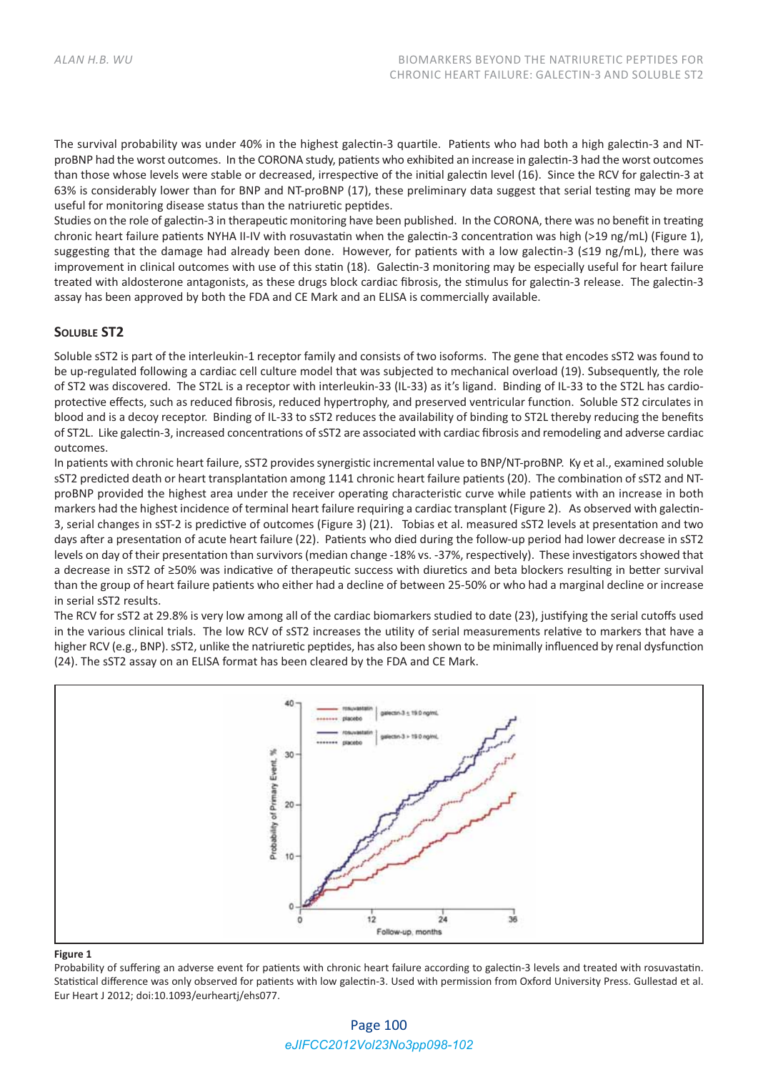The survival probability was under 40% in the highest galectin-3 quartile. Patients who had both a high galectin-3 and NT-proBNP had the worst outcomes. In the CORONA study, patients who exhibited an increase in galectin-3 had the worst outcomes than those whose levels were stable or decreased, irrespective of the initial galectin level (16). Since the RCV for galectin-3 at 63% is considerably lower than for BNP and NT-proBNP (17), these preliminary data suggest that serial testing may be more useful for monitoring disease status than the natriuretic peptides.

Studies on the role of galectin-3 in therapeutic monitoring have been published. In the CORONA, there was no benefit in treating chronic heart failure patients NYHA II-IV with rosuvastatin when the galectin-3 concentration was high (>19 ng/mL) (Figure 1), suggesting that the damage had already been done. However, for patients with a low galectin-3 (≤19 ng/mL), there was improvement in clinical outcomes with use of this statin (18). Galectin-3 monitoring may be especially useful for heart failure treated with aldosterone antagonists, as these drugs block cardiac fibrosis, the stimulus for galectin-3 release. The galectin-3 assay has been approved by both the FDA and CE Mark and an ELISA is commercially available.

## Soluble ST2

Soluble sST2 is part of the interleukin-1 receptor family and consists of two isoforms. The gene that encodes sST2 was found to be up-regulated following a cardiac cell culture model that was subjected to mechanical overload (19). Subsequently, the role of ST2 was discovered. The ST2L is a receptor with interleukin-33 (IL-33) as it's ligand. Binding of IL-33 to the ST2L has cardio-protective effects, such as reduced fibrosis, reduced hypertrophy, and preserved ventricular function. Soluble ST2 circulates in blood and is a decoy receptor. Binding of IL-33 to sST2 reduces the availability of binding to ST2L thereby reducing the benefits of ST2L. Like galectin-3, increased concentrations of sST2 are associated with cardiac fibrosis and remodeling and adverse cardiac outcomes.

In patients with chronic heart failure, sST2 provides synergistic incremental value to BNP/NT-proBNP. Ky et al., examined soluble sST2 predicted death or heart transplantation among 1141 chronic heart failure patients (20). The combination of sST2 and NT-proBNP provided the highest area under the receiver operating characteristic curve while patients with an increase in both markers had the highest incidence of terminal heart failure requiring a cardiac transplant (Figure 2). As observed with galectin-3, serial changes in sST-2 is predictive of outcomes (Figure 3) (21). Tobias et al. measured sST2 levels at presentation and two days after a presentation of acute heart failure (22). Patients who died during the follow-up period had lower decrease in sST2 levels on day of their presentation than survivors (median change -18% vs. -37%, respectively). These investigators showed that a decrease in sST2 of ≥50% was indicative of therapeutic success with diuretics and beta blockers resulting in better survival than the group of heart failure patients who either had a decline of between 25-50% or who had a marginal decline or increase in serial sST2 results.

The RCV for sST2 at 29.8% is very low among all of the cardiac biomarkers studied to date (23), justifying the serial cutoffs used in the various clinical trials. The low RCV of sST2 increases the utility of serial measurements relative to markers that have a higher RCV (e.g., BNP). sST2, unlike the natriuretic peptides, has also been shown to be minimally influenced by renal dysfunction (24). The sST2 assay on an ELISA format has been cleared by the FDA and CE Mark.

**Figure 1**

Probability of suffering an adverse event for patients with chronic heart failure according to galectin-3 levels and treated with rosuvastatin. Statistical difference was only observed for patients with low galectin-3. Used with permission from Oxford University Press. Gullestad et al. Eur Heart J 2012; doi:10.1093/eurheartj/ehs077.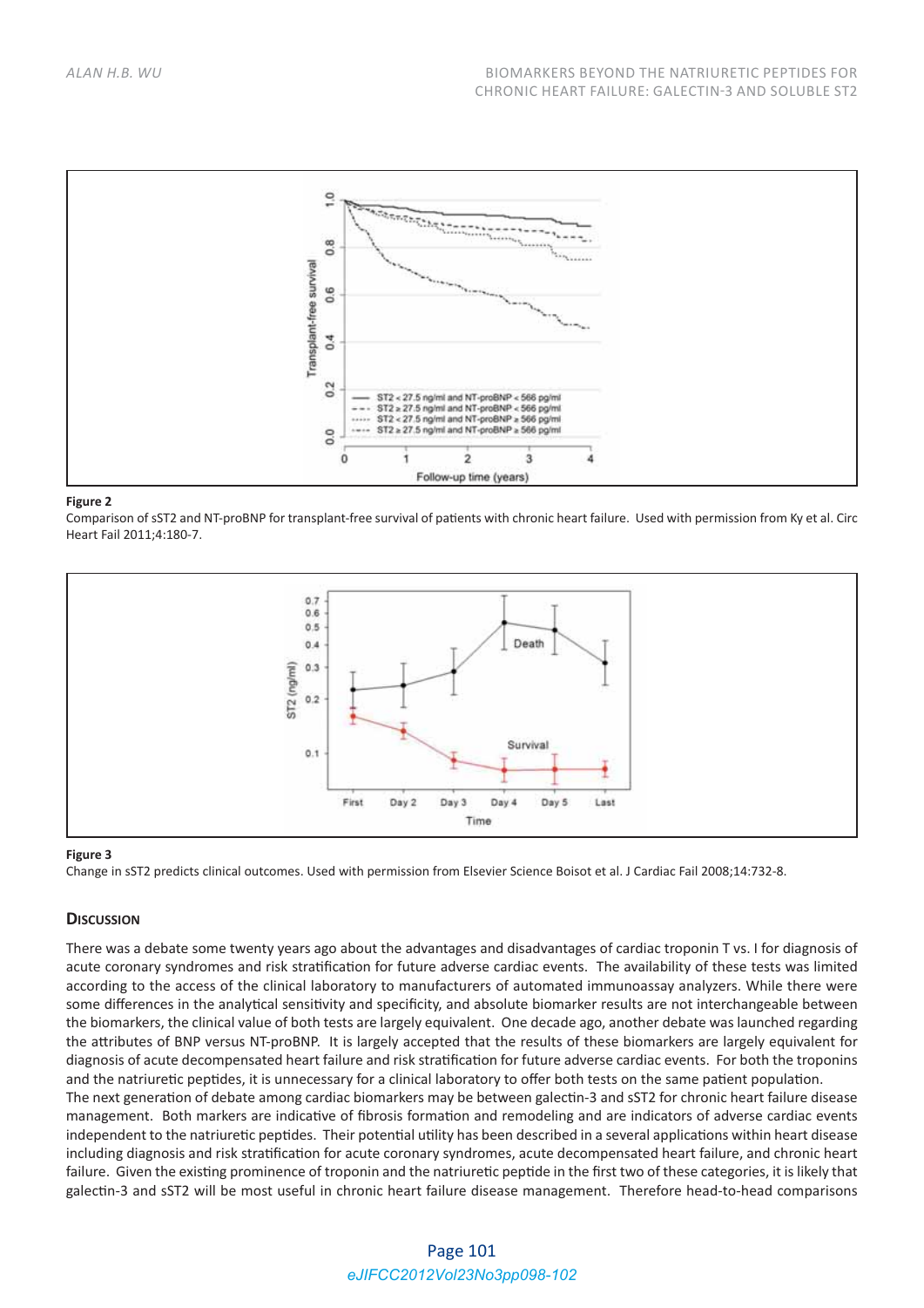**Figure 2**

Comparison of sST2 and NT-proBNP for transplant-free survival of patients with chronic heart failure. Used with permission from Ky et al. Circ Heart Fail 2011;4:180-7.

**Figure 3**

Change in sST2 predicts clinical outcomes. Used with permission from Elsevier Science Boisot et al. J Cardiac Fail 2008;14:732-8.

## Discussion

There was a debate some twenty years ago about the advantages and disadvantages of cardiac troponin T vs. I for diagnosis of acute coronary syndromes and risk stratification for future adverse cardiac events. The availability of these tests was limited according to the access of the clinical laboratory to manufacturers of automated immunoassay analyzers. While there were some differences in the analytical sensitivity and specificity, and absolute biomarker results are not interchangeable between the biomarkers, the clinical value of both tests are largely equivalent. One decade ago, another debate was launched regarding the attributes of BNP versus NT-proBNP. It is largely accepted that the results of these biomarkers are largely equivalent for diagnosis of acute decompensated heart failure and risk stratification for future adverse cardiac events. For both the troponins and the natriuretic peptides, it is unnecessary for a clinical laboratory to offer both tests on the same patient population.

The next generation of debate among cardiac biomarkers may be between galectin-3 and sST2 for chronic heart failure disease management. Both markers are indicative of fibrosis formation and remodeling and are indicators of adverse cardiac events independent to the natriuretic peptides. Their potential utility has been described in a several applications within heart disease including diagnosis and risk stratification for acute coronary syndromes, acute decompensated heart failure, and chronic heart failure. Given the existing prominence of troponin and the natriuretic peptide in the first two of these categories, it is likely that galectin-3 and sST2 will be most useful in chronic heart failure disease management. Therefore head-to-head comparisons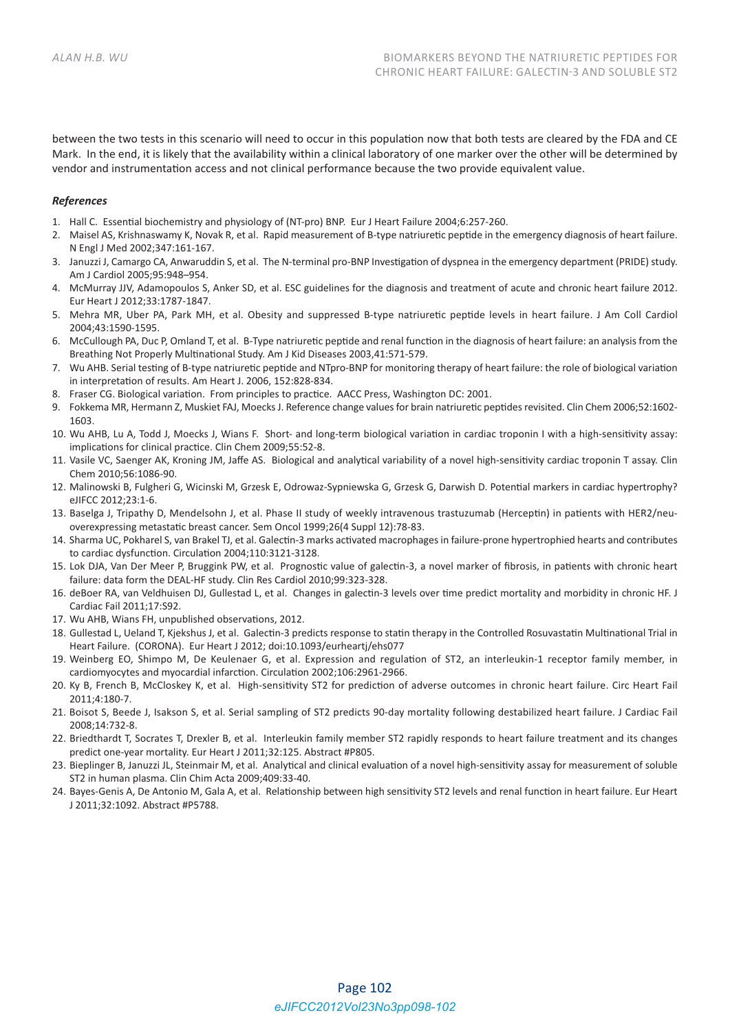between the two tests in this scenario will need to occur in this population now that both tests are cleared by the FDA and CE Mark. In the end, it is likely that the availability within a clinical laboratory of one marker over the other will be determined by vendor and instrumentation access and not clinical performance because the two provide equivalent value.

### *References*

1. Hall C. Essential biochemistry and physiology of (NT-pro) BNP. Eur J Heart Failure 2004;6:257-260.
2. Maisel AS, Krishnaswamy K, Novak R, et al. Rapid measurement of B-type natriuretic peptide in the emergency diagnosis of heart failure. N Engl J Med 2002;347:161-167.
3. Januzzi J, Camargo CA, Anwaruddin S, et al. The N-terminal pro-BNP Investigation of dyspnea in the emergency department (PRIDE) study. Am J Cardiol 2005;95:948–954.
4. McMurray JJV, Adamopoulos S, Anker SD, et al. ESC guidelines for the diagnosis and treatment of acute and chronic heart failure 2012. Eur Heart J 2012;33:1787-1847.
5. Mehra MR, Uber PA, Park MH, et al. Obesity and suppressed B-type natriuretic peptide levels in heart failure. J Am Coll Cardiol 2004;43:1590-1595.
6. McCullough PA, Duc P, Omland T, et al. B-Type natriuretic peptide and renal function in the diagnosis of heart failure: an analysis from the Breathing Not Properly Multinational Study. Am J Kid Diseases 2003,41:571-579.
7. Wu AHB. Serial testing of B-type natriuretic peptide and NTpro-BNP for monitoring therapy of heart failure: the role of biological variation in interpretation of results. Am Heart J. 2006, 152:828-834.
8. Fraser CG. Biological variation. From principles to practice. AACC Press, Washington DC: 2001.
9. Fokkema MR, Hermann Z, Muskiet FAJ, Moecks J. Reference change values for brain natriuretic peptides revisited. Clin Chem 2006;52:1602-1603.
10. Wu AHB, Lu A, Todd J, Moecks J, Wians F. Short- and long-term biological variation in cardiac troponin I with a high-sensitivity assay: implications for clinical practice. Clin Chem 2009;55:52-8.
11. Vasile VC, Saenger AK, Kroning JM, Jaffe AS. Biological and analytical variability of a novel high-sensitivity cardiac troponin T assay. Clin Chem 2010;56:1086-90.
12. Malinowski B, Fulgheri G, Wicinski M, Grzesk E, Odrowaz-Sypniewska G, Grzesk G, Darwish D. Potential markers in cardiac hypertrophy? eJIFCC 2012;23:1-6.
13. Baselga J, Tripathy D, Mendelsohn J, et al. Phase II study of weekly intravenous trastuzumab (Herceptin) in patients with HER2/neu-overexpressing metastatic breast cancer. Sem Oncol 1999;26(4 Suppl 12):78-83.
14. Sharma UC, Pokharel S, van Brakel TJ, et al. Galectin-3 marks activated macrophages in failure-prone hypertrophied hearts and contributes to cardiac dysfunction. Circulation 2004;110:3121-3128.
15. Lok DJA, Van Der Meer P, Bruggink PW, et al. Prognostic value of galectin-3, a novel marker of fibrosis, in patients with chronic heart failure: data form the DEAL-HF study. Clin Res Cardiol 2010;99:323-328.
16. deBoer RA, van Veldhuisen DJ, Gullestad L, et al. Changes in galectin-3 levels over time predict mortality and morbidity in chronic HF. J Cardiac Fail 2011;17:S92.
17. Wu AHB, Wians FH, unpublished observations, 2012.
18. Gullestad L, Ueland T, Kjekshus J, et al. Galectin-3 predicts response to statin therapy in the Controlled Rosuvastatin Multinational Trial in Heart Failure. (CORONA). Eur Heart J 2012; doi:10.1093/eurheartj/ehs077
19. Weinberg EO, Shimpo M, De Keulenaer G, et al. Expression and regulation of ST2, an interleukin-1 receptor family member, in cardiomyocytes and myocardial infarction. Circulation 2002;106:2961-2966.
20. Ky B, French B, McCloskey K, et al. High-sensitivity ST2 for prediction of adverse outcomes in chronic heart failure. Circ Heart Fail 2011;4:180-7.
21. Boisot S, Beede J, Isakson S, et al. Serial sampling of ST2 predicts 90-day mortality following destabilized heart failure. J Cardiac Fail 2008;14:732-8.
22. Briedthardt T, Socrates T, Drexler B, et al. Interleukin family member ST2 rapidly responds to heart failure treatment and its changes predict one-year mortality. Eur Heart J 2011;32:125. Abstract #P805.
23. Bieplinger B, Januzzi JL, Steinmair M, et al. Analytical and clinical evaluation of a novel high-sensitivity assay for measurement of soluble ST2 in human plasma. Clin Chim Acta 2009;409:33-40.
24. Bayes-Genis A, De Antonio M, Gala A, et al. Relationship between high sensitivity ST2 levels and renal function in heart failure. Eur Heart J 2011;32:1092. Abstract #P5788.